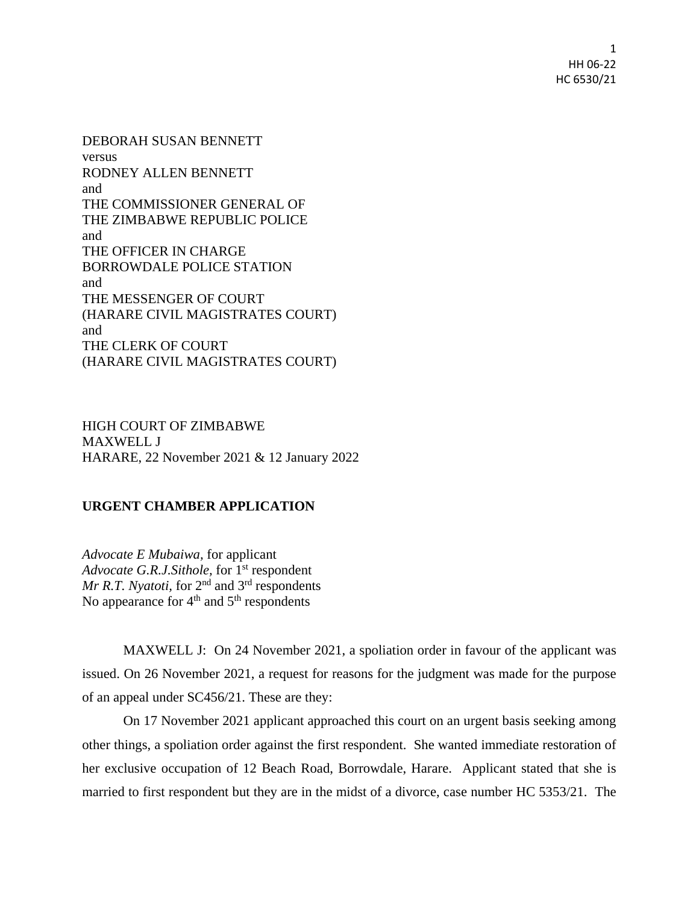DEBORAH SUSAN BENNETT
versus
RODNEY ALLEN BENNETT
and
THE COMMISSIONER GENERAL OF
THE ZIMBABWE REPUBLIC POLICE
and
THE OFFICER IN CHARGE
BORROWDALE POLICE STATION
and
THE MESSENGER OF COURT
(HARARE CIVIL MAGISTRATES COURT)
and
THE CLERK OF COURT
(HARARE CIVIL MAGISTRATES COURT)

HIGH COURT OF ZIMBABWE
MAXWELL J
HARARE, 22 November 2021 & 12 January 2022

**URGENT CHAMBER APPLICATION**

*Advocate E Mubaiwa*, for applicant
*Advocate G.R.J.Sithole*, for 1st respondent
*Mr R.T. Nyatoti*, for 2nd and 3rd respondents
No appearance for 4th and 5th respondents

MAXWELL J: On 24 November 2021, a spoliation order in favour of the applicant was issued. On 26 November 2021, a request for reasons for the judgment was made for the purpose of an appeal under SC456/21. These are they:

On 17 November 2021 applicant approached this court on an urgent basis seeking among other things, a spoliation order against the first respondent. She wanted immediate restoration of her exclusive occupation of 12 Beach Road, Borrowdale, Harare. Applicant stated that she is married to first respondent but they are in the midst of a divorce, case number HC 5353/21. The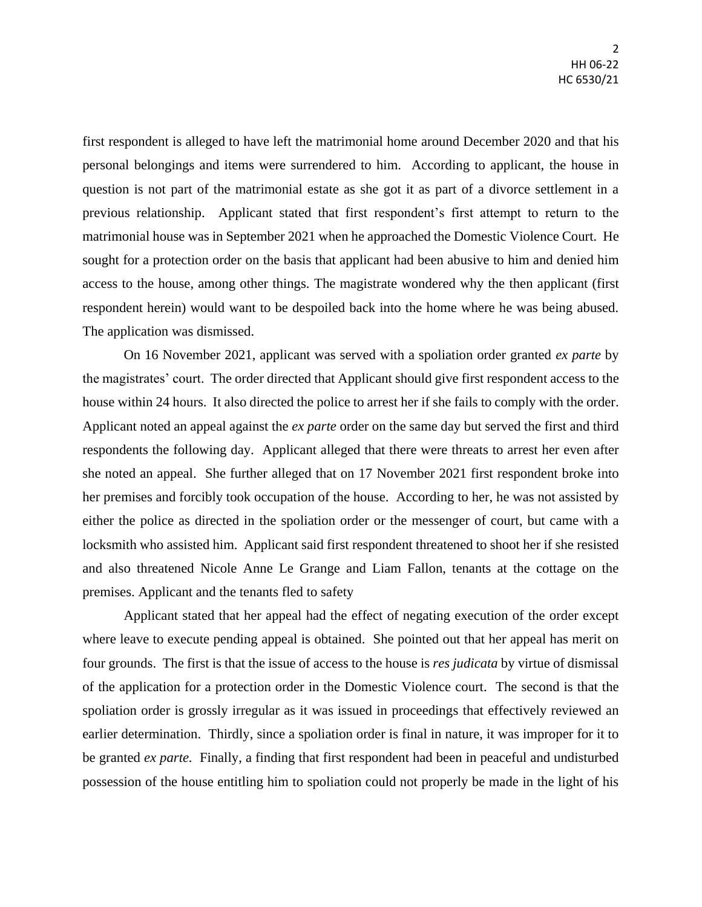first respondent is alleged to have left the matrimonial home around December 2020 and that his personal belongings and items were surrendered to him. According to applicant, the house in question is not part of the matrimonial estate as she got it as part of a divorce settlement in a previous relationship. Applicant stated that first respondent's first attempt to return to the matrimonial house was in September 2021 when he approached the Domestic Violence Court. He sought for a protection order on the basis that applicant had been abusive to him and denied him access to the house, among other things. The magistrate wondered why the then applicant (first respondent herein) would want to be despoiled back into the home where he was being abused. The application was dismissed.

On 16 November 2021, applicant was served with a spoliation order granted *ex parte* by the magistrates' court. The order directed that Applicant should give first respondent access to the house within 24 hours. It also directed the police to arrest her if she fails to comply with the order. Applicant noted an appeal against the *ex parte* order on the same day but served the first and third respondents the following day. Applicant alleged that there were threats to arrest her even after she noted an appeal. She further alleged that on 17 November 2021 first respondent broke into her premises and forcibly took occupation of the house. According to her, he was not assisted by either the police as directed in the spoliation order or the messenger of court, but came with a locksmith who assisted him. Applicant said first respondent threatened to shoot her if she resisted and also threatened Nicole Anne Le Grange and Liam Fallon, tenants at the cottage on the premises. Applicant and the tenants fled to safety

Applicant stated that her appeal had the effect of negating execution of the order except where leave to execute pending appeal is obtained. She pointed out that her appeal has merit on four grounds. The first is that the issue of access to the house is *res judicata* by virtue of dismissal of the application for a protection order in the Domestic Violence court. The second is that the spoliation order is grossly irregular as it was issued in proceedings that effectively reviewed an earlier determination. Thirdly, since a spoliation order is final in nature, it was improper for it to be granted *ex parte.* Finally, a finding that first respondent had been in peaceful and undisturbed possession of the house entitling him to spoliation could not properly be made in the light of his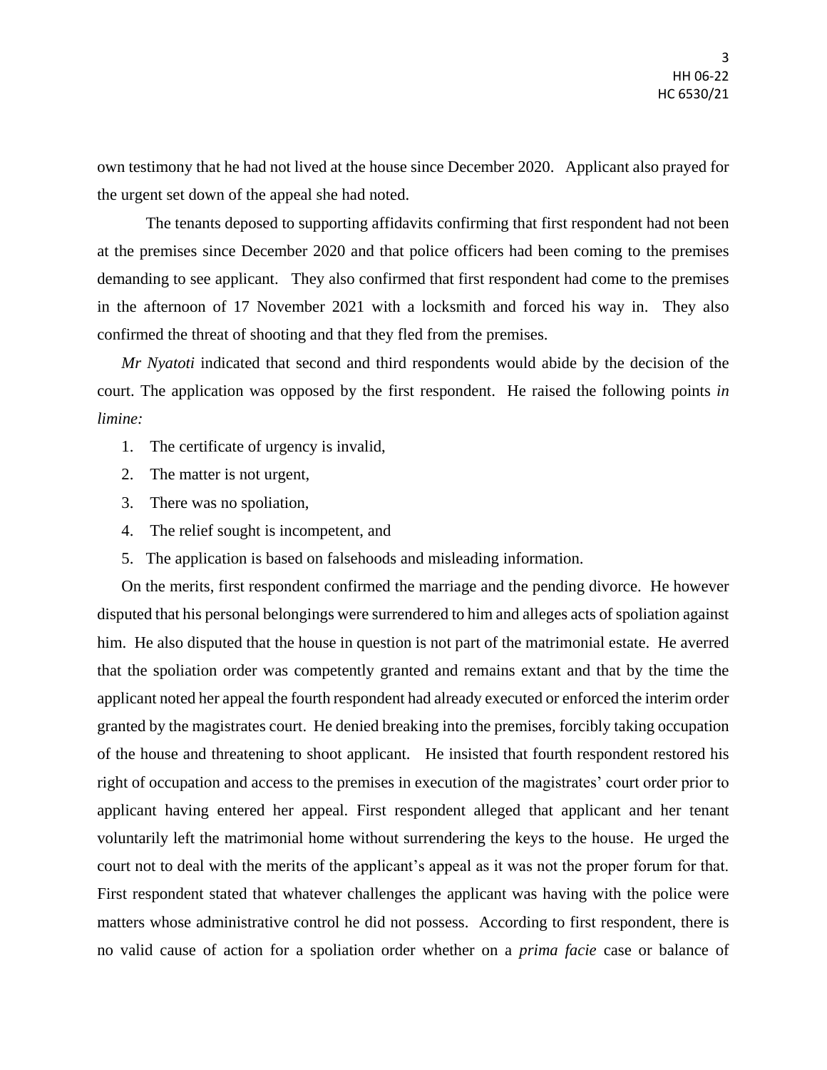own testimony that he had not lived at the house since December 2020. Applicant also prayed for the urgent set down of the appeal she had noted.

The tenants deposed to supporting affidavits confirming that first respondent had not been at the premises since December 2020 and that police officers had been coming to the premises demanding to see applicant. They also confirmed that first respondent had come to the premises in the afternoon of 17 November 2021 with a locksmith and forced his way in. They also confirmed the threat of shooting and that they fled from the premises.

*Mr Nyatoti* indicated that second and third respondents would abide by the decision of the court. The application was opposed by the first respondent. He raised the following points *in limine:*

1. The certificate of urgency is invalid,
2. The matter is not urgent,
3. There was no spoliation,
4. The relief sought is incompetent, and
5. The application is based on falsehoods and misleading information.

On the merits, first respondent confirmed the marriage and the pending divorce. He however disputed that his personal belongings were surrendered to him and alleges acts of spoliation against him. He also disputed that the house in question is not part of the matrimonial estate. He averred that the spoliation order was competently granted and remains extant and that by the time the applicant noted her appeal the fourth respondent had already executed or enforced the interim order granted by the magistrates court. He denied breaking into the premises, forcibly taking occupation of the house and threatening to shoot applicant. He insisted that fourth respondent restored his right of occupation and access to the premises in execution of the magistrates' court order prior to applicant having entered her appeal. First respondent alleged that applicant and her tenant voluntarily left the matrimonial home without surrendering the keys to the house. He urged the court not to deal with the merits of the applicant's appeal as it was not the proper forum for that. First respondent stated that whatever challenges the applicant was having with the police were matters whose administrative control he did not possess. According to first respondent, there is no valid cause of action for a spoliation order whether on a *prima facie* case or balance of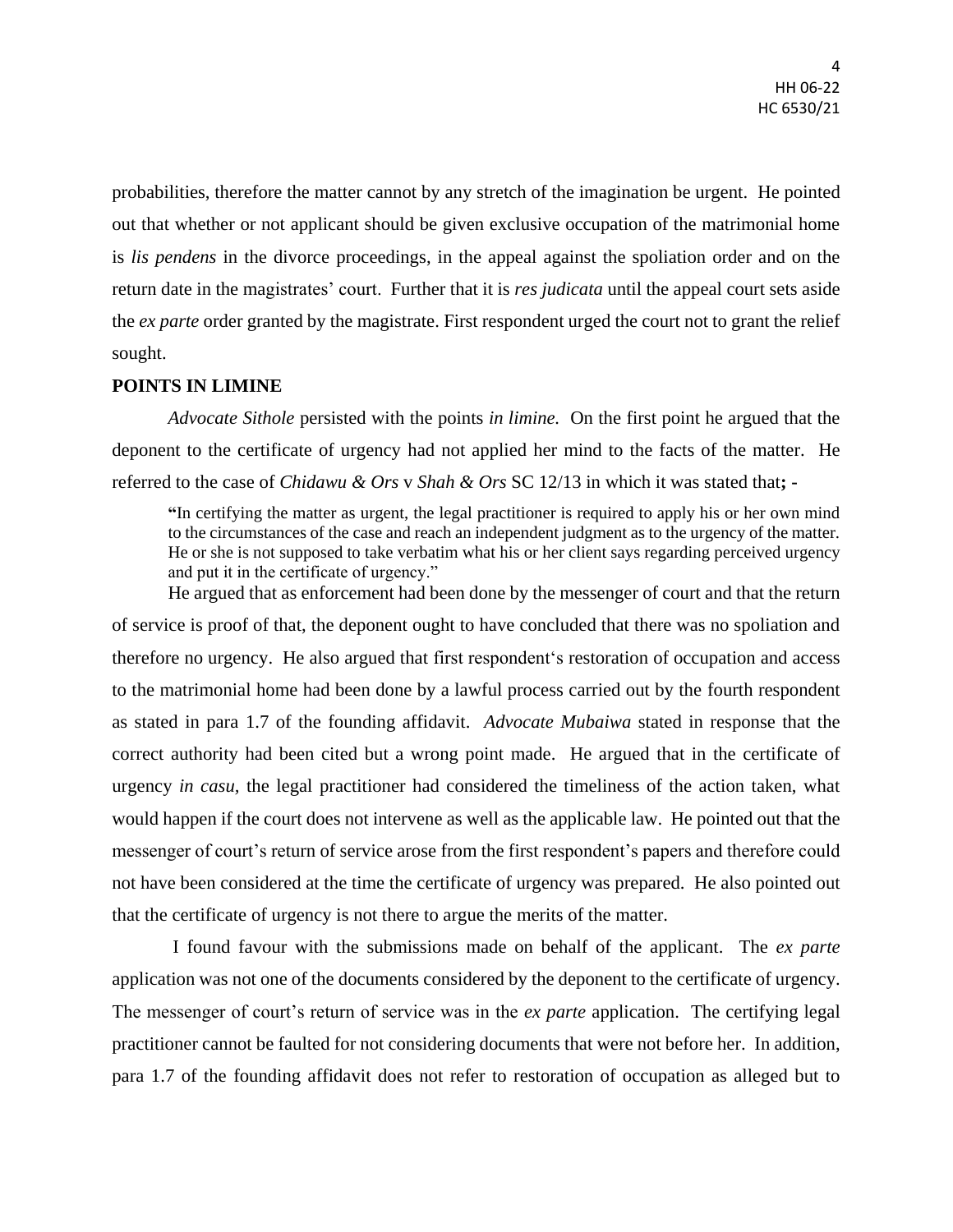probabilities, therefore the matter cannot by any stretch of the imagination be urgent. He pointed out that whether or not applicant should be given exclusive occupation of the matrimonial home is *lis pendens* in the divorce proceedings, in the appeal against the spoliation order and on the return date in the magistrates' court. Further that it is *res judicata* until the appeal court sets aside the *ex parte* order granted by the magistrate. First respondent urged the court not to grant the relief sought.

**POINTS IN LIMINE**

*Advocate Sithole* persisted with the points *in limine.* On the first point he argued that the deponent to the certificate of urgency had not applied her mind to the facts of the matter. He referred to the case of *Chidawu & Ors* v *Shah & Ors* SC 12/13 in which it was stated that**; -**

> **"**In certifying the matter as urgent, the legal practitioner is required to apply his or her own mind to the circumstances of the case and reach an independent judgment as to the urgency of the matter. He or she is not supposed to take verbatim what his or her client says regarding perceived urgency and put it in the certificate of urgency."

He argued that as enforcement had been done by the messenger of court and that the return of service is proof of that, the deponent ought to have concluded that there was no spoliation and therefore no urgency. He also argued that first respondent's restoration of occupation and access to the matrimonial home had been done by a lawful process carried out by the fourth respondent as stated in para 1.7 of the founding affidavit. *Advocate Mubaiwa* stated in response that the correct authority had been cited but a wrong point made. He argued that in the certificate of urgency *in casu,* the legal practitioner had considered the timeliness of the action taken, what would happen if the court does not intervene as well as the applicable law. He pointed out that the messenger of court's return of service arose from the first respondent's papers and therefore could not have been considered at the time the certificate of urgency was prepared. He also pointed out that the certificate of urgency is not there to argue the merits of the matter.

I found favour with the submissions made on behalf of the applicant. The *ex parte* application was not one of the documents considered by the deponent to the certificate of urgency. The messenger of court's return of service was in the *ex parte* application. The certifying legal practitioner cannot be faulted for not considering documents that were not before her. In addition, para 1.7 of the founding affidavit does not refer to restoration of occupation as alleged but to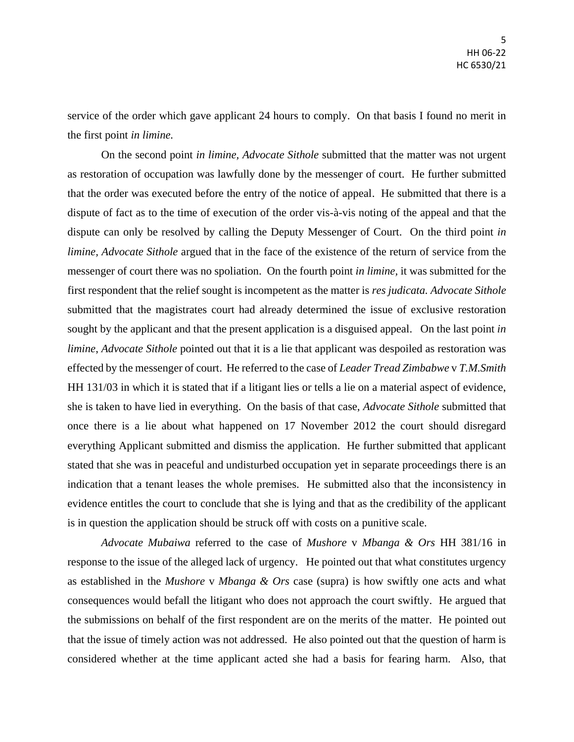service of the order which gave applicant 24 hours to comply. On that basis I found no merit in the first point *in limine.*

On the second point *in limine, Advocate Sithole* submitted that the matter was not urgent as restoration of occupation was lawfully done by the messenger of court. He further submitted that the order was executed before the entry of the notice of appeal. He submitted that there is a dispute of fact as to the time of execution of the order vis-à-vis noting of the appeal and that the dispute can only be resolved by calling the Deputy Messenger of Court. On the third point *in limine, Advocate Sithole* argued that in the face of the existence of the return of service from the messenger of court there was no spoliation. On the fourth point *in limine*, it was submitted for the first respondent that the relief sought is incompetent as the matter is *res judicata. Advocate Sithole* submitted that the magistrates court had already determined the issue of exclusive restoration sought by the applicant and that the present application is a disguised appeal. On the last point *in limine, Advocate Sithole* pointed out that it is a lie that applicant was despoiled as restoration was effected by the messenger of court. He referred to the case of *Leader Tread Zimbabwe* v *T.M.Smith* HH 131/03 in which it is stated that if a litigant lies or tells a lie on a material aspect of evidence, she is taken to have lied in everything. On the basis of that case, *Advocate Sithole* submitted that once there is a lie about what happened on 17 November 2012 the court should disregard everything Applicant submitted and dismiss the application. He further submitted that applicant stated that she was in peaceful and undisturbed occupation yet in separate proceedings there is an indication that a tenant leases the whole premises. He submitted also that the inconsistency in evidence entitles the court to conclude that she is lying and that as the credibility of the applicant is in question the application should be struck off with costs on a punitive scale.

*Advocate Mubaiwa* referred to the case of *Mushore* v *Mbanga & Ors* HH 381/16 in response to the issue of the alleged lack of urgency. He pointed out that what constitutes urgency as established in the *Mushore* v *Mbanga & Ors* case (supra) is how swiftly one acts and what consequences would befall the litigant who does not approach the court swiftly. He argued that the submissions on behalf of the first respondent are on the merits of the matter. He pointed out that the issue of timely action was not addressed. He also pointed out that the question of harm is considered whether at the time applicant acted she had a basis for fearing harm. Also, that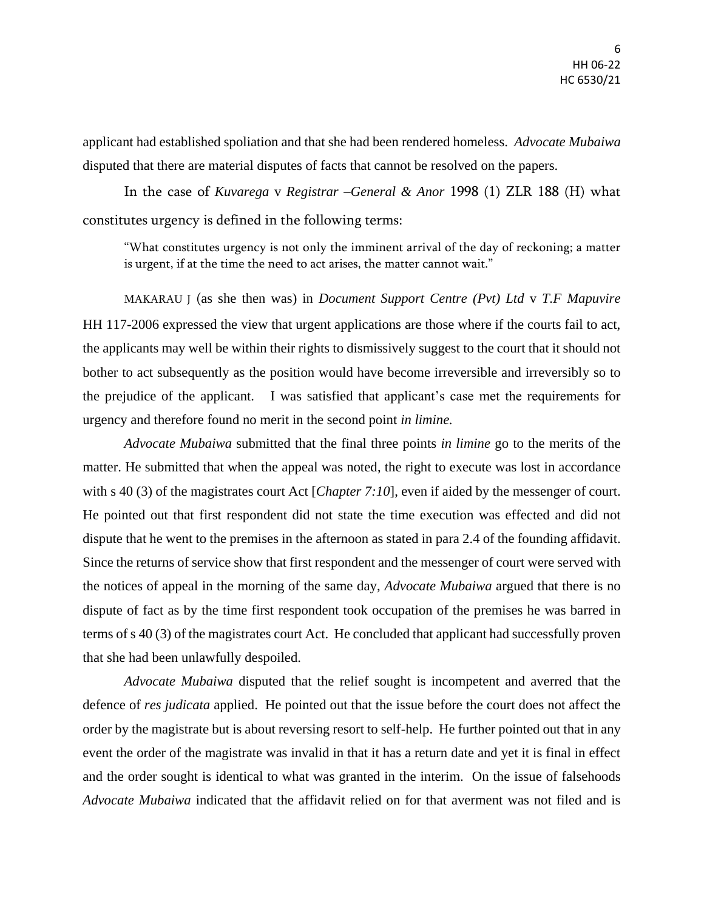applicant had established spoliation and that she had been rendered homeless. *Advocate Mubaiwa* disputed that there are material disputes of facts that cannot be resolved on the papers.

In the case of *Kuvarega* v *Registrar –General & Anor* 1998 (1) ZLR 188 (H) what constitutes urgency is defined in the following terms:

> "What constitutes urgency is not only the imminent arrival of the day of reckoning; a matter is urgent, if at the time the need to act arises, the matter cannot wait."

MAKARAU J (as she then was) in *Document Support Centre (Pvt) Ltd* v *T.F Mapuvire* HH 117-2006 expressed the view that urgent applications are those where if the courts fail to act, the applicants may well be within their rights to dismissively suggest to the court that it should not bother to act subsequently as the position would have become irreversible and irreversibly so to the prejudice of the applicant. I was satisfied that applicant's case met the requirements for urgency and therefore found no merit in the second point *in limine.*

*Advocate Mubaiwa* submitted that the final three points *in limine* go to the merits of the matter. He submitted that when the appeal was noted, the right to execute was lost in accordance with s 40 (3) of the magistrates court Act [*Chapter 7:10*], even if aided by the messenger of court. He pointed out that first respondent did not state the time execution was effected and did not dispute that he went to the premises in the afternoon as stated in para 2.4 of the founding affidavit. Since the returns of service show that first respondent and the messenger of court were served with the notices of appeal in the morning of the same day, *Advocate Mubaiwa* argued that there is no dispute of fact as by the time first respondent took occupation of the premises he was barred in terms of s 40 (3) of the magistrates court Act. He concluded that applicant had successfully proven that she had been unlawfully despoiled.

*Advocate Mubaiwa* disputed that the relief sought is incompetent and averred that the defence of *res judicata* applied. He pointed out that the issue before the court does not affect the order by the magistrate but is about reversing resort to self-help. He further pointed out that in any event the order of the magistrate was invalid in that it has a return date and yet it is final in effect and the order sought is identical to what was granted in the interim. On the issue of falsehoods *Advocate Mubaiwa* indicated that the affidavit relied on for that averment was not filed and is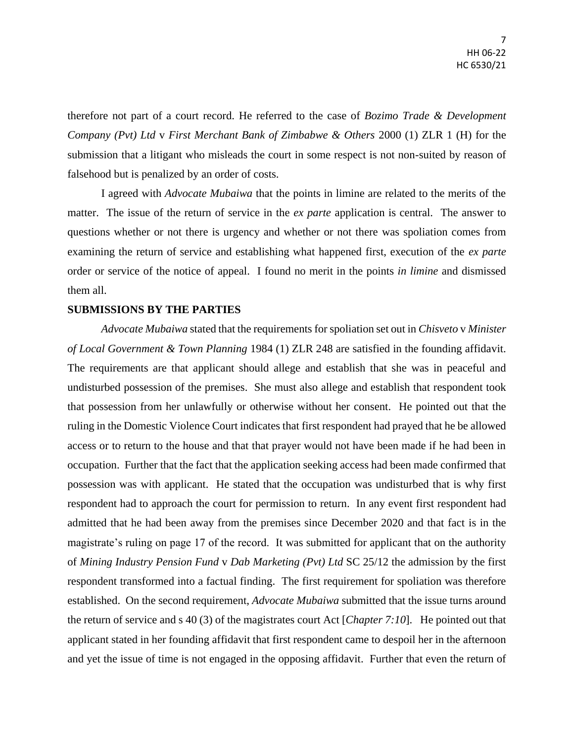therefore not part of a court record. He referred to the case of *Bozimo Trade & Development Company (Pvt) Ltd* v *First Merchant Bank of Zimbabwe & Others* 2000 (1) ZLR 1 (H) for the submission that a litigant who misleads the court in some respect is not non-suited by reason of falsehood but is penalized by an order of costs.

I agreed with *Advocate Mubaiwa* that the points in limine are related to the merits of the matter. The issue of the return of service in the *ex parte* application is central. The answer to questions whether or not there is urgency and whether or not there was spoliation comes from examining the return of service and establishing what happened first, execution of the *ex parte* order or service of the notice of appeal. I found no merit in the points *in limine* and dismissed them all.

**SUBMISSIONS BY THE PARTIES**

*Advocate Mubaiwa* stated that the requirements for spoliation set out in *Chisveto* v *Minister of Local Government & Town Planning* 1984 (1) ZLR 248 are satisfied in the founding affidavit. The requirements are that applicant should allege and establish that she was in peaceful and undisturbed possession of the premises. She must also allege and establish that respondent took that possession from her unlawfully or otherwise without her consent. He pointed out that the ruling in the Domestic Violence Court indicates that first respondent had prayed that he be allowed access or to return to the house and that that prayer would not have been made if he had been in occupation. Further that the fact that the application seeking access had been made confirmed that possession was with applicant. He stated that the occupation was undisturbed that is why first respondent had to approach the court for permission to return. In any event first respondent had admitted that he had been away from the premises since December 2020 and that fact is in the magistrate's ruling on page 17 of the record. It was submitted for applicant that on the authority of *Mining Industry Pension Fund* v *Dab Marketing (Pvt) Ltd* SC 25/12 the admission by the first respondent transformed into a factual finding. The first requirement for spoliation was therefore established. On the second requirement, *Advocate Mubaiwa* submitted that the issue turns around the return of service and s 40 (3) of the magistrates court Act [*Chapter 7:10*]. He pointed out that applicant stated in her founding affidavit that first respondent came to despoil her in the afternoon and yet the issue of time is not engaged in the opposing affidavit. Further that even the return of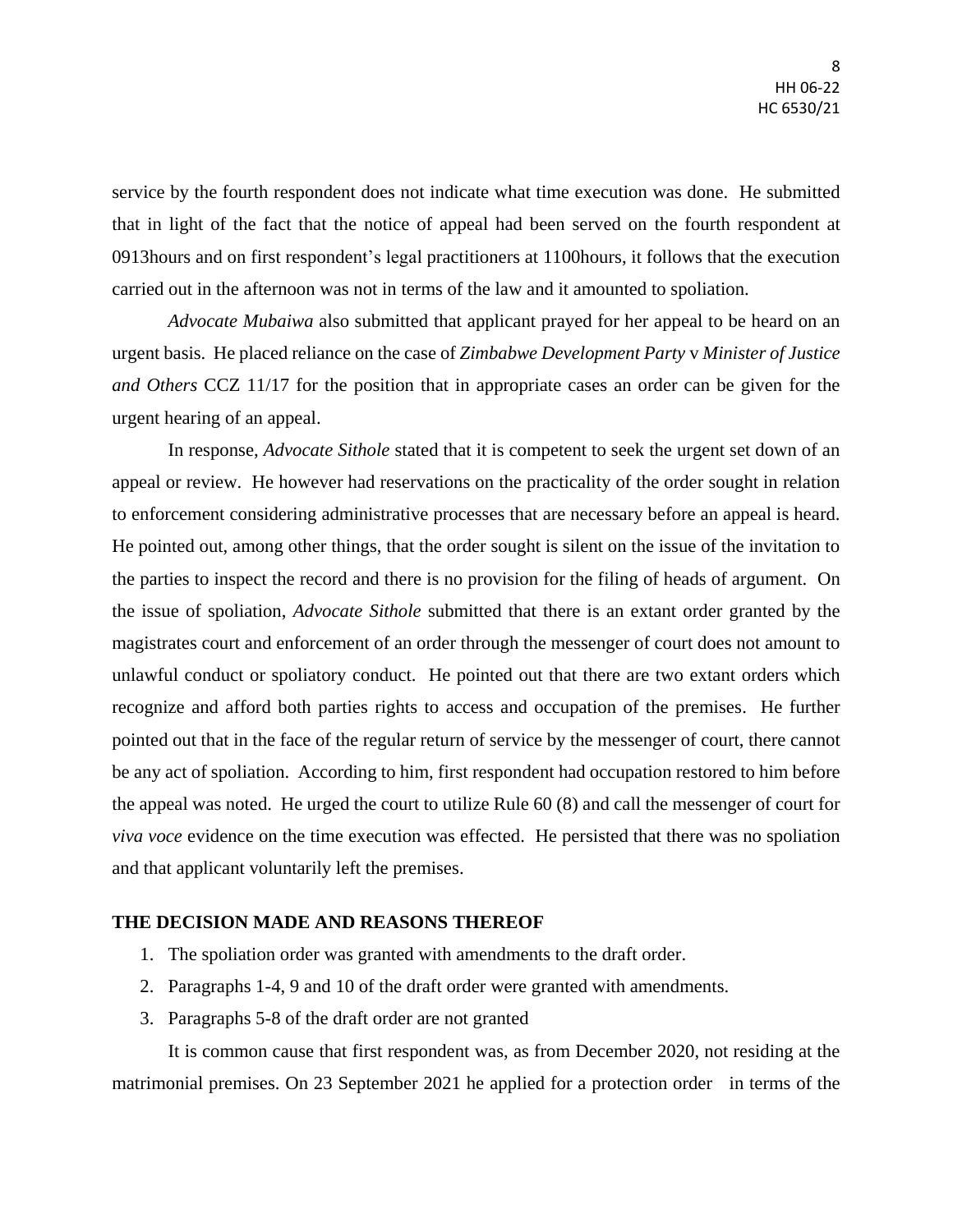service by the fourth respondent does not indicate what time execution was done. He submitted that in light of the fact that the notice of appeal had been served on the fourth respondent at 0913hours and on first respondent's legal practitioners at 1100hours, it follows that the execution carried out in the afternoon was not in terms of the law and it amounted to spoliation.

*Advocate Mubaiwa* also submitted that applicant prayed for her appeal to be heard on an urgent basis. He placed reliance on the case of *Zimbabwe Development Party* v *Minister of Justice and Others* CCZ 11/17 for the position that in appropriate cases an order can be given for the urgent hearing of an appeal.

In response, *Advocate Sithole* stated that it is competent to seek the urgent set down of an appeal or review. He however had reservations on the practicality of the order sought in relation to enforcement considering administrative processes that are necessary before an appeal is heard. He pointed out, among other things, that the order sought is silent on the issue of the invitation to the parties to inspect the record and there is no provision for the filing of heads of argument. On the issue of spoliation, *Advocate Sithole* submitted that there is an extant order granted by the magistrates court and enforcement of an order through the messenger of court does not amount to unlawful conduct or spoliatory conduct. He pointed out that there are two extant orders which recognize and afford both parties rights to access and occupation of the premises. He further pointed out that in the face of the regular return of service by the messenger of court, there cannot be any act of spoliation. According to him, first respondent had occupation restored to him before the appeal was noted. He urged the court to utilize Rule 60 (8) and call the messenger of court for *viva voce* evidence on the time execution was effected. He persisted that there was no spoliation and that applicant voluntarily left the premises.

**THE DECISION MADE AND REASONS THEREOF**

1. The spoliation order was granted with amendments to the draft order.
2. Paragraphs 1-4, 9 and 10 of the draft order were granted with amendments.
3. Paragraphs 5-8 of the draft order are not granted

It is common cause that first respondent was, as from December 2020, not residing at the matrimonial premises. On 23 September 2021 he applied for a protection order in terms of the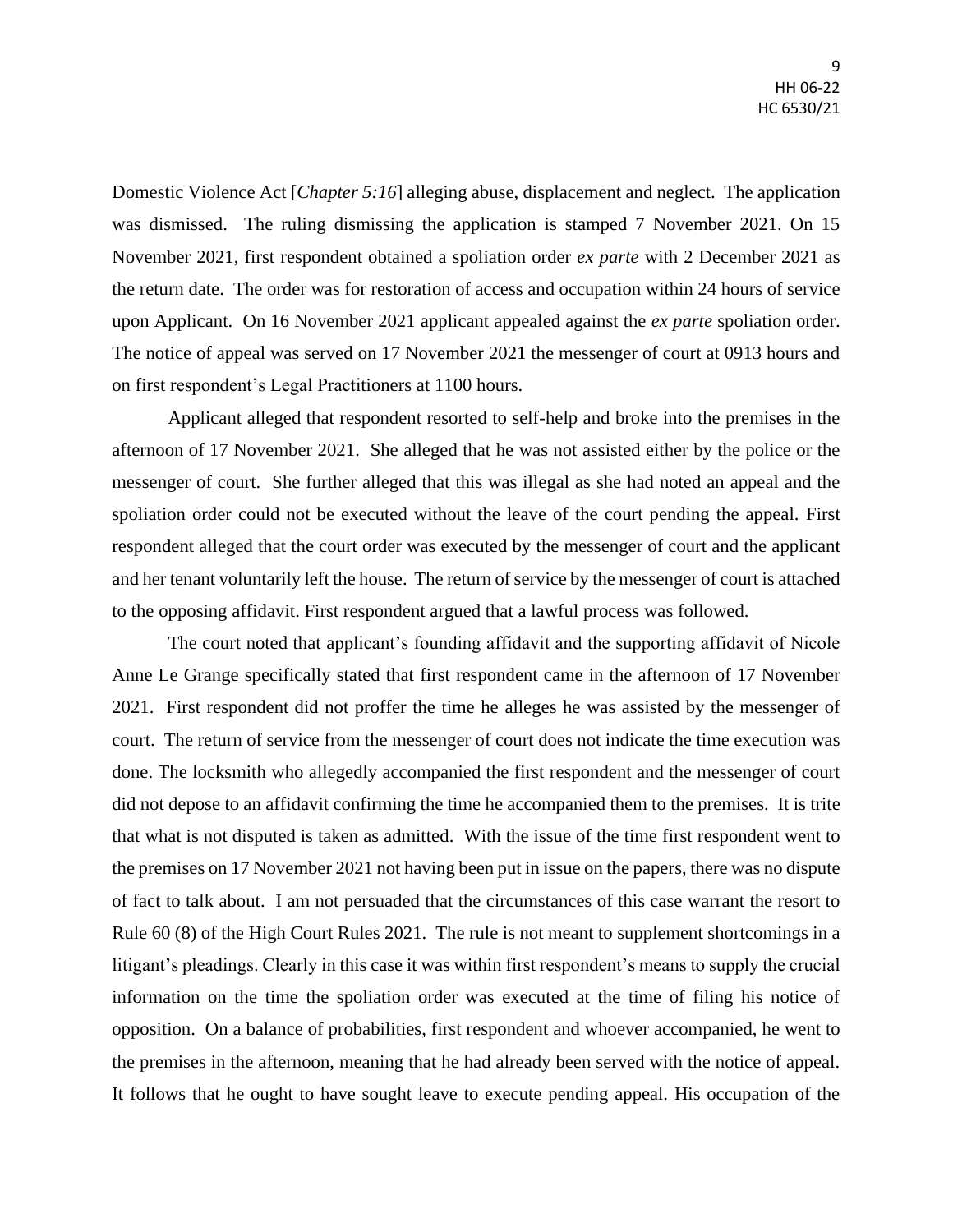Domestic Violence Act [*Chapter 5:16*] alleging abuse, displacement and neglect. The application was dismissed. The ruling dismissing the application is stamped 7 November 2021. On 15 November 2021, first respondent obtained a spoliation order *ex parte* with 2 December 2021 as the return date. The order was for restoration of access and occupation within 24 hours of service upon Applicant. On 16 November 2021 applicant appealed against the *ex parte* spoliation order. The notice of appeal was served on 17 November 2021 the messenger of court at 0913 hours and on first respondent's Legal Practitioners at 1100 hours.

Applicant alleged that respondent resorted to self-help and broke into the premises in the afternoon of 17 November 2021. She alleged that he was not assisted either by the police or the messenger of court. She further alleged that this was illegal as she had noted an appeal and the spoliation order could not be executed without the leave of the court pending the appeal. First respondent alleged that the court order was executed by the messenger of court and the applicant and her tenant voluntarily left the house. The return of service by the messenger of court is attached to the opposing affidavit. First respondent argued that a lawful process was followed.

The court noted that applicant's founding affidavit and the supporting affidavit of Nicole Anne Le Grange specifically stated that first respondent came in the afternoon of 17 November 2021. First respondent did not proffer the time he alleges he was assisted by the messenger of court. The return of service from the messenger of court does not indicate the time execution was done. The locksmith who allegedly accompanied the first respondent and the messenger of court did not depose to an affidavit confirming the time he accompanied them to the premises. It is trite that what is not disputed is taken as admitted. With the issue of the time first respondent went to the premises on 17 November 2021 not having been put in issue on the papers, there was no dispute of fact to talk about. I am not persuaded that the circumstances of this case warrant the resort to Rule 60 (8) of the High Court Rules 2021. The rule is not meant to supplement shortcomings in a litigant's pleadings. Clearly in this case it was within first respondent's means to supply the crucial information on the time the spoliation order was executed at the time of filing his notice of opposition. On a balance of probabilities, first respondent and whoever accompanied, he went to the premises in the afternoon, meaning that he had already been served with the notice of appeal. It follows that he ought to have sought leave to execute pending appeal. His occupation of the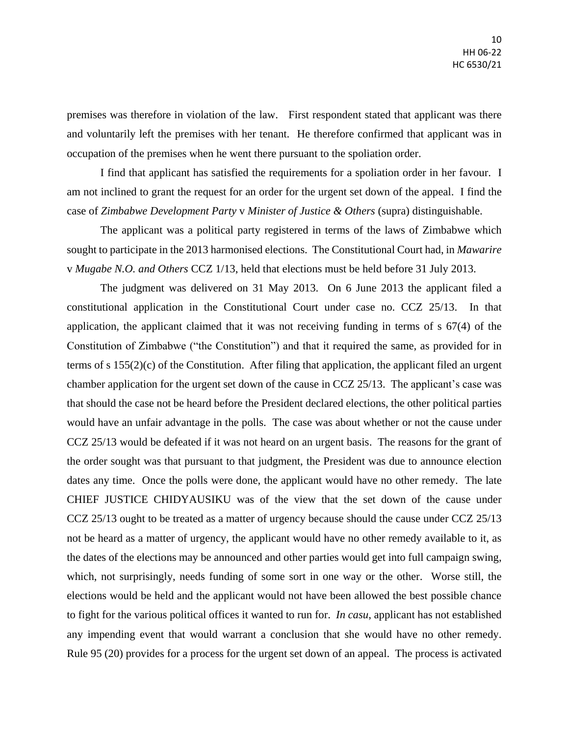premises was therefore in violation of the law. First respondent stated that applicant was there and voluntarily left the premises with her tenant. He therefore confirmed that applicant was in occupation of the premises when he went there pursuant to the spoliation order.

I find that applicant has satisfied the requirements for a spoliation order in her favour. I am not inclined to grant the request for an order for the urgent set down of the appeal. I find the case of *Zimbabwe Development Party* v *Minister of Justice & Others* (supra) distinguishable.

The applicant was a political party registered in terms of the laws of Zimbabwe which sought to participate in the 2013 harmonised elections. The Constitutional Court had, in *Mawarire* v *Mugabe N.O. and Others* CCZ 1/13, held that elections must be held before 31 July 2013.

The judgment was delivered on 31 May 2013. On 6 June 2013 the applicant filed a constitutional application in the Constitutional Court under case no. CCZ 25/13. In that application, the applicant claimed that it was not receiving funding in terms of s 67(4) of the Constitution of Zimbabwe ("the Constitution") and that it required the same, as provided for in terms of s 155(2)(c) of the Constitution. After filing that application, the applicant filed an urgent chamber application for the urgent set down of the cause in CCZ 25/13. The applicant's case was that should the case not be heard before the President declared elections, the other political parties would have an unfair advantage in the polls. The case was about whether or not the cause under CCZ 25/13 would be defeated if it was not heard on an urgent basis. The reasons for the grant of the order sought was that pursuant to that judgment, the President was due to announce election dates any time. Once the polls were done, the applicant would have no other remedy. The late CHIEF JUSTICE CHIDYAUSIKU was of the view that the set down of the cause under CCZ 25/13 ought to be treated as a matter of urgency because should the cause under CCZ 25/13 not be heard as a matter of urgency, the applicant would have no other remedy available to it, as the dates of the elections may be announced and other parties would get into full campaign swing, which, not surprisingly, needs funding of some sort in one way or the other. Worse still, the elections would be held and the applicant would not have been allowed the best possible chance to fight for the various political offices it wanted to run for. *In casu*, applicant has not established any impending event that would warrant a conclusion that she would have no other remedy. Rule 95 (20) provides for a process for the urgent set down of an appeal. The process is activated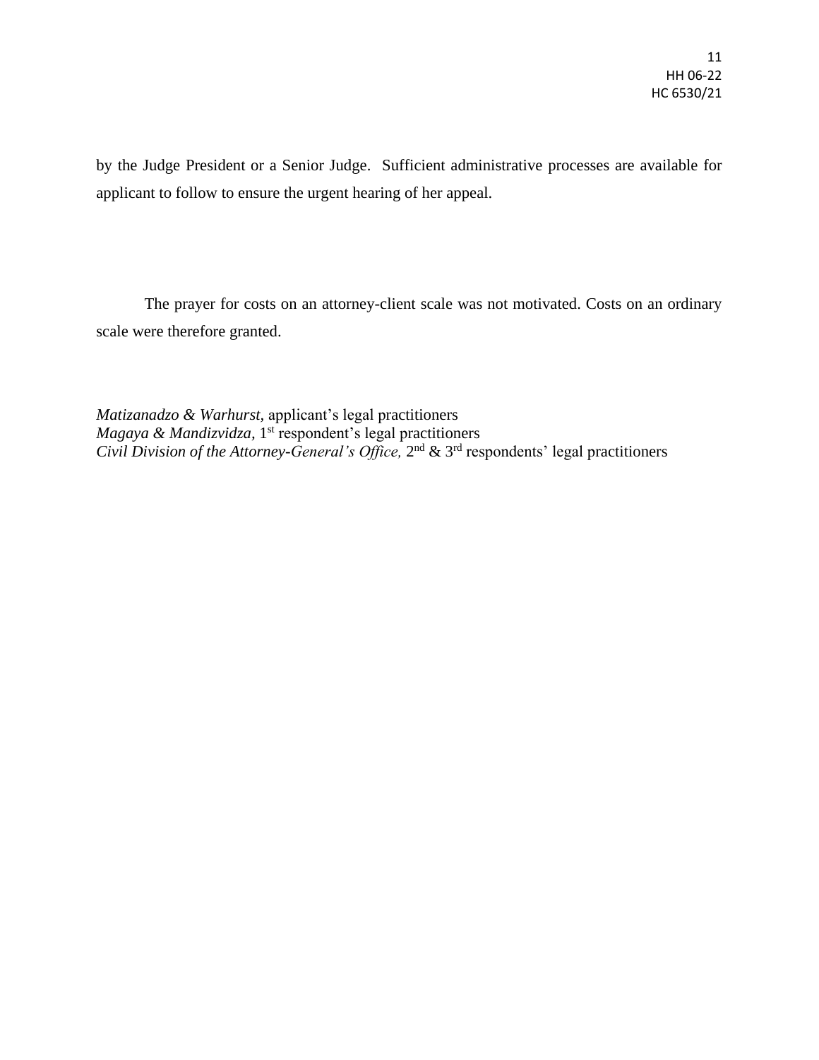by the Judge President or a Senior Judge. Sufficient administrative processes are available for applicant to follow to ensure the urgent hearing of her appeal.

The prayer for costs on an attorney-client scale was not motivated. Costs on an ordinary scale were therefore granted.

*Matizanadzo & Warhurst,* applicant's legal practitioners
*Magaya & Mandizvidza,* 1st respondent's legal practitioners
*Civil Division of the Attorney-General's Office,* 2nd & 3rd respondents' legal practitioners